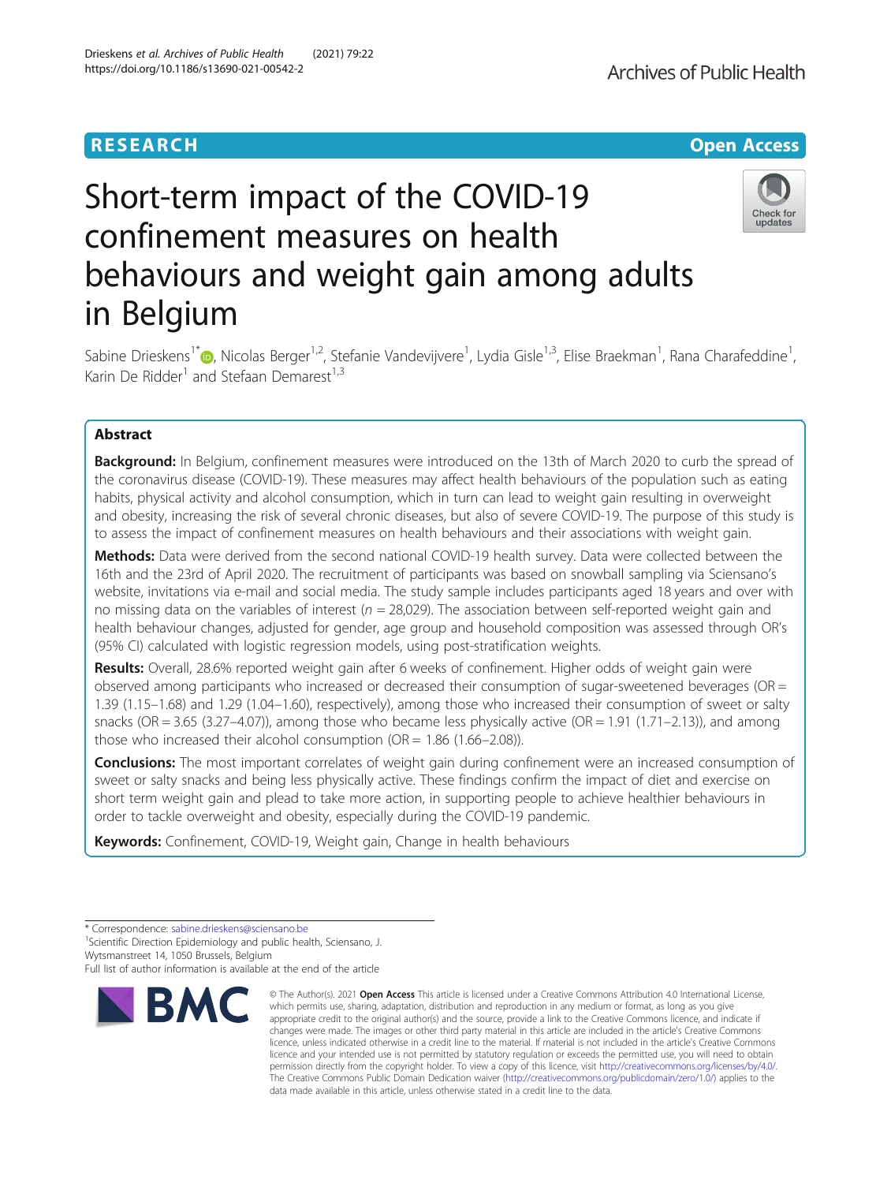RESEARCH | Open Access

# Short-term impact of the COVID-19 confinement measures on health behaviours and weight gain among adults in Belgium

Sabine Drieskens[1*], Nicolas Berger[1,2], Stefanie Vandevijvere[1], Lydia Gisle[1,3], Elise Braekman[1], Rana Charafeddine[1], Karin De Ridder[1] and Stefaan Demarest[1,3]

## Abstract

**Background:** In Belgium, confinement measures were introduced on the 13th of March 2020 to curb the spread of the coronavirus disease (COVID-19). These measures may affect health behaviours of the population such as eating habits, physical activity and alcohol consumption, which in turn can lead to weight gain resulting in overweight and obesity, increasing the risk of several chronic diseases, but also of severe COVID-19. The purpose of this study is to assess the impact of confinement measures on health behaviours and their associations with weight gain.

**Methods:** Data were derived from the second national COVID-19 health survey. Data were collected between the 16th and the 23rd of April 2020. The recruitment of participants was based on snowball sampling via Sciensano's website, invitations via e-mail and social media. The study sample includes participants aged 18 years and over with no missing data on the variables of interest ($n = 28{,}029$). The association between self-reported weight gain and health behaviour changes, adjusted for gender, age group and household composition was assessed through OR's (95% CI) calculated with logistic regression models, using post-stratification weights.

**Results:** Overall, 28.6% reported weight gain after 6 weeks of confinement. Higher odds of weight gain were observed among participants who increased or decreased their consumption of sugar-sweetened beverages (OR = 1.39 (1.15–1.68) and 1.29 (1.04–1.60), respectively), among those who increased their consumption of sweet or salty snacks (OR = 3.65 (3.27–4.07)), among those who became less physically active (OR = 1.91 (1.71–2.13)), and among those who increased their alcohol consumption (OR = 1.86 (1.66–2.08)).

**Conclusions:** The most important correlates of weight gain during confinement were an increased consumption of sweet or salty snacks and being less physically active. These findings confirm the impact of diet and exercise on short term weight gain and plead to take more action, in supporting people to achieve healthier behaviours in order to tackle overweight and obesity, especially during the COVID-19 pandemic.

**Keywords:** Confinement, COVID-19, Weight gain, Change in health behaviours

---

* Correspondence: sabine.drieskens@sciensano.be
[1]Scientific Direction Epidemiology and public health, Sciensano, J. Wytsmanstreet 14, 1050 Brussels, Belgium
Full list of author information is available at the end of the article

© The Author(s). 2021 **Open Access** This article is licensed under a Creative Commons Attribution 4.0 International License, which permits use, sharing, adaptation, distribution and reproduction in any medium or format, as long as you give appropriate credit to the original author(s) and the source, provide a link to the Creative Commons licence, and indicate if changes were made. The images or other third party material in this article are included in the article's Creative Commons licence, unless indicated otherwise in a credit line to the material. If material is not included in the article's Creative Commons licence and your intended use is not permitted by statutory regulation or exceeds the permitted use, you will need to obtain permission directly from the copyright holder. To view a copy of this licence, visit http://creativecommons.org/licenses/by/4.0/. The Creative Commons Public Domain Dedication waiver (http://creativecommons.org/publicdomain/zero/1.0/) applies to the data made available in this article, unless otherwise stated in a credit line to the data.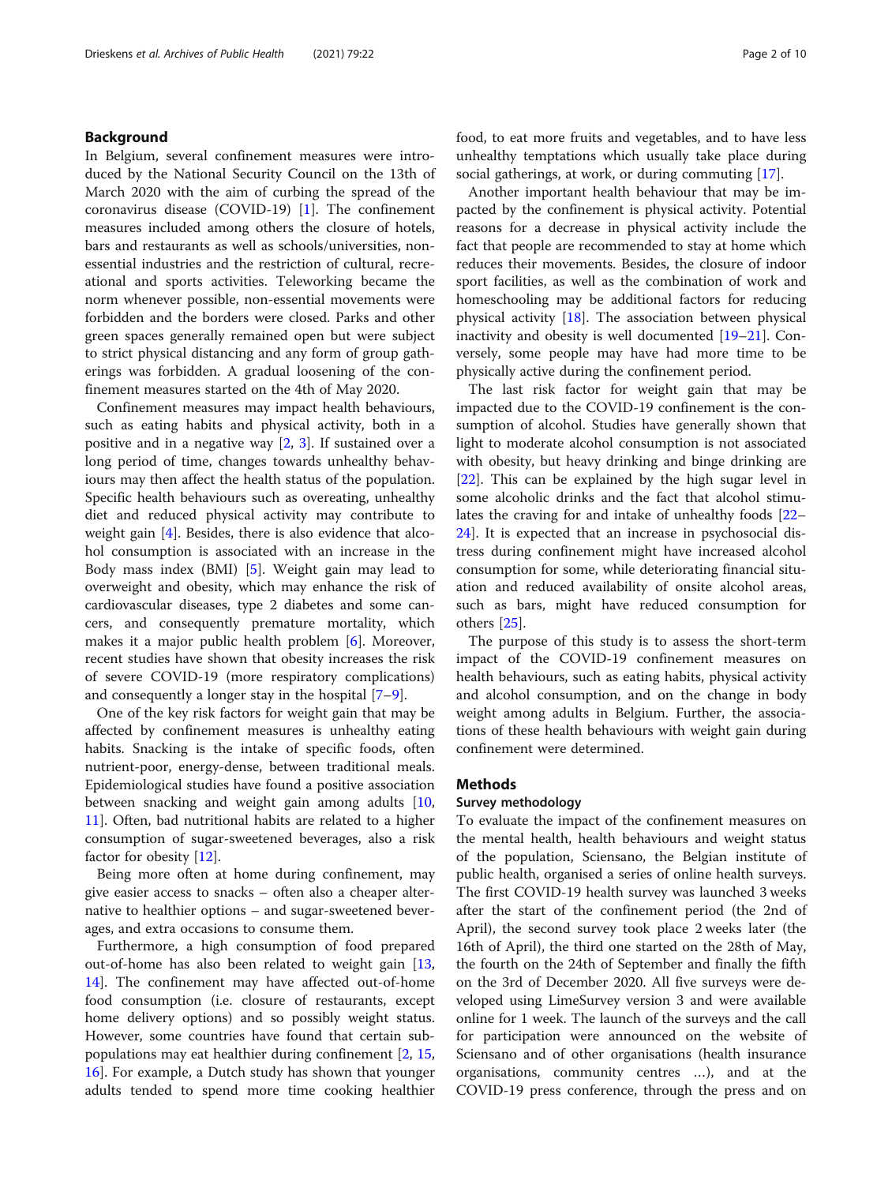## Background

In Belgium, several confinement measures were introduced by the National Security Council on the 13th of March 2020 with the aim of curbing the spread of the coronavirus disease (COVID-19) [1]. The confinement measures included among others the closure of hotels, bars and restaurants as well as schools/universities, non-essential industries and the restriction of cultural, recreational and sports activities. Teleworking became the norm whenever possible, non-essential movements were forbidden and the borders were closed. Parks and other green spaces generally remained open but were subject to strict physical distancing and any form of group gatherings was forbidden. A gradual loosening of the confinement measures started on the 4th of May 2020.

Confinement measures may impact health behaviours, such as eating habits and physical activity, both in a positive and in a negative way [2, 3]. If sustained over a long period of time, changes towards unhealthy behaviours may then affect the health status of the population. Specific health behaviours such as overeating, unhealthy diet and reduced physical activity may contribute to weight gain [4]. Besides, there is also evidence that alcohol consumption is associated with an increase in the Body mass index (BMI) [5]. Weight gain may lead to overweight and obesity, which may enhance the risk of cardiovascular diseases, type 2 diabetes and some cancers, and consequently premature mortality, which makes it a major public health problem [6]. Moreover, recent studies have shown that obesity increases the risk of severe COVID-19 (more respiratory complications) and consequently a longer stay in the hospital [7–9].

One of the key risk factors for weight gain that may be affected by confinement measures is unhealthy eating habits. Snacking is the intake of specific foods, often nutrient-poor, energy-dense, between traditional meals. Epidemiological studies have found a positive association between snacking and weight gain among adults [10, 11]. Often, bad nutritional habits are related to a higher consumption of sugar-sweetened beverages, also a risk factor for obesity [12].

Being more often at home during confinement, may give easier access to snacks – often also a cheaper alternative to healthier options – and sugar-sweetened beverages, and extra occasions to consume them.

Furthermore, a high consumption of food prepared out-of-home has also been related to weight gain [13, 14]. The confinement may have affected out-of-home food consumption (i.e. closure of restaurants, except home delivery options) and so possibly weight status. However, some countries have found that certain subpopulations may eat healthier during confinement [2, 15, 16]. For example, a Dutch study has shown that younger adults tended to spend more time cooking healthier food, to eat more fruits and vegetables, and to have less unhealthy temptations which usually take place during social gatherings, at work, or during commuting [17].

Another important health behaviour that may be impacted by the confinement is physical activity. Potential reasons for a decrease in physical activity include the fact that people are recommended to stay at home which reduces their movements. Besides, the closure of indoor sport facilities, as well as the combination of work and homeschooling may be additional factors for reducing physical activity [18]. The association between physical inactivity and obesity is well documented [19–21]. Conversely, some people may have had more time to be physically active during the confinement period.

The last risk factor for weight gain that may be impacted due to the COVID-19 confinement is the consumption of alcohol. Studies have generally shown that light to moderate alcohol consumption is not associated with obesity, but heavy drinking and binge drinking are [22]. This can be explained by the high sugar level in some alcoholic drinks and the fact that alcohol stimulates the craving for and intake of unhealthy foods [22–24]. It is expected that an increase in psychosocial distress during confinement might have increased alcohol consumption for some, while deteriorating financial situation and reduced availability of onsite alcohol areas, such as bars, might have reduced consumption for others [25].

The purpose of this study is to assess the short-term impact of the COVID-19 confinement measures on health behaviours, such as eating habits, physical activity and alcohol consumption, and on the change in body weight among adults in Belgium. Further, the associations of these health behaviours with weight gain during confinement were determined.

## Methods

### Survey methodology

To evaluate the impact of the confinement measures on the mental health, health behaviours and weight status of the population, Sciensano, the Belgian institute of public health, organised a series of online health surveys. The first COVID-19 health survey was launched 3 weeks after the start of the confinement period (the 2nd of April), the second survey took place 2 weeks later (the 16th of April), the third one started on the 28th of May, the fourth on the 24th of September and finally the fifth on the 3rd of December 2020. All five surveys were developed using LimeSurvey version 3 and were available online for 1 week. The launch of the surveys and the call for participation were announced on the website of Sciensano and of other organisations (health insurance organisations, community centres …), and at the COVID-19 press conference, through the press and on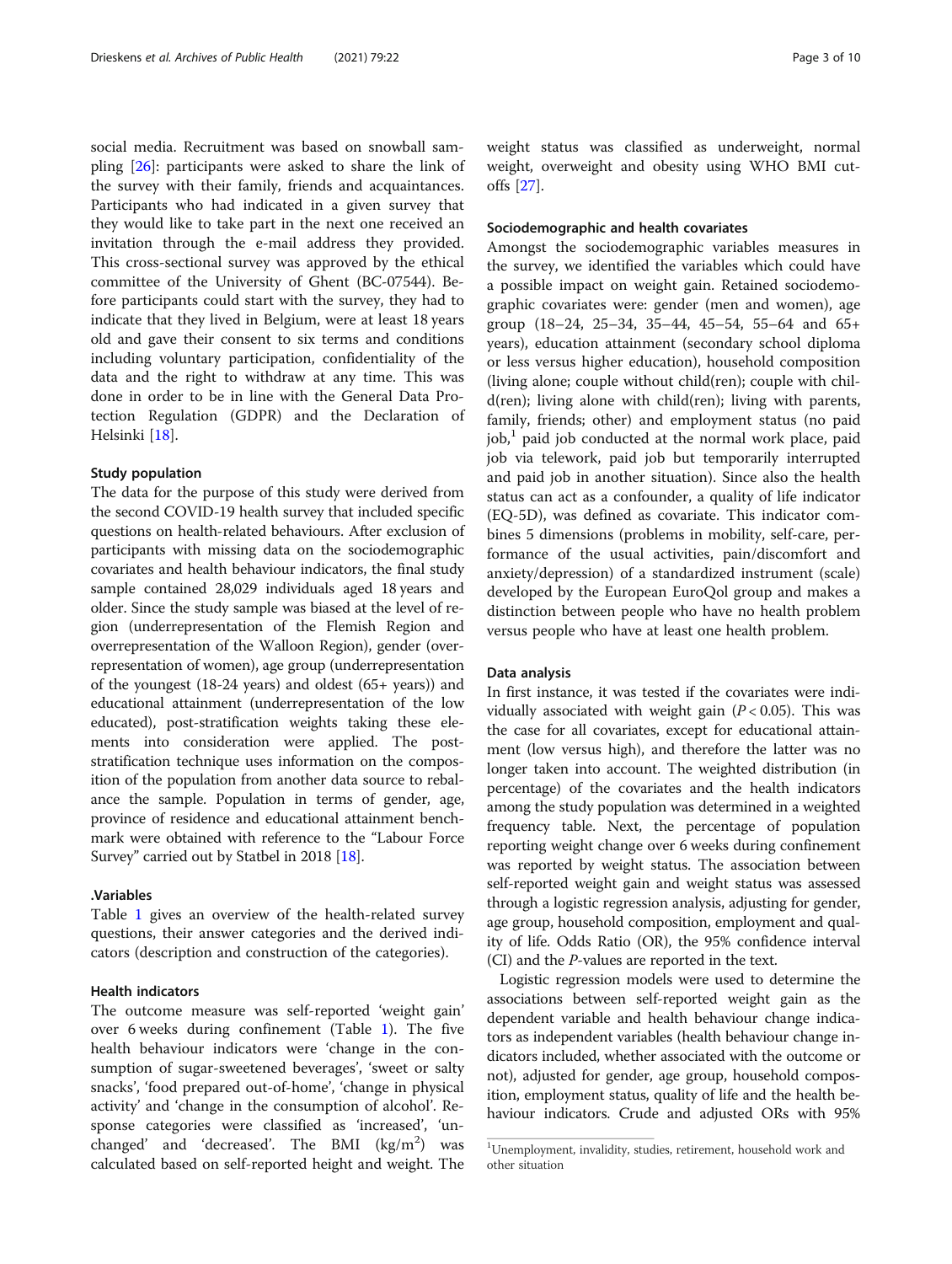social media. Recruitment was based on snowball sampling [26]: participants were asked to share the link of the survey with their family, friends and acquaintances. Participants who had indicated in a given survey that they would like to take part in the next one received an invitation through the e-mail address they provided. This cross-sectional survey was approved by the ethical committee of the University of Ghent (BC-07544). Before participants could start with the survey, they had to indicate that they lived in Belgium, were at least 18 years old and gave their consent to six terms and conditions including voluntary participation, confidentiality of the data and the right to withdraw at any time. This was done in order to be in line with the General Data Protection Regulation (GDPR) and the Declaration of Helsinki [18].

### Study population

The data for the purpose of this study were derived from the second COVID-19 health survey that included specific questions on health-related behaviours. After exclusion of participants with missing data on the sociodemographic covariates and health behaviour indicators, the final study sample contained 28,029 individuals aged 18 years and older. Since the study sample was biased at the level of region (underrepresentation of the Flemish Region and overrepresentation of the Walloon Region), gender (overrepresentation of women), age group (underrepresentation of the youngest (18-24 years) and oldest (65+ years)) and educational attainment (underrepresentation of the low educated), post-stratification weights taking these elements into consideration were applied. The post-stratification technique uses information on the composition of the population from another data source to rebalance the sample. Population in terms of gender, age, province of residence and educational attainment benchmark were obtained with reference to the "Labour Force Survey" carried out by Statbel in 2018 [18].

### .Variables

Table 1 gives an overview of the health-related survey questions, their answer categories and the derived indicators (description and construction of the categories).

### Health indicators

The outcome measure was self-reported 'weight gain' over 6 weeks during confinement (Table 1). The five health behaviour indicators were 'change in the consumption of sugar-sweetened beverages', 'sweet or salty snacks', 'food prepared out-of-home', 'change in physical activity' and 'change in the consumption of alcohol'. Response categories were classified as 'increased', 'unchanged' and 'decreased'. The BMI ($kg/m^2$) was calculated based on self-reported height and weight. The weight status was classified as underweight, normal weight, overweight and obesity using WHO BMI cut-offs [27].

### Sociodemographic and health covariates

Amongst the sociodemographic variables measures in the survey, we identified the variables which could have a possible impact on weight gain. Retained sociodemographic covariates were: gender (men and women), age group (18–24, 25–34, 35–44, 45–54, 55–64 and 65+ years), education attainment (secondary school diploma or less versus higher education), household composition (living alone; couple without child(ren); couple with child(ren); living alone with child(ren); living with parents, family, friends; other) and employment status (no paid job,[1] paid job conducted at the normal work place, paid job via telework, paid job but temporarily interrupted and paid job in another situation). Since also the health status can act as a confounder, a quality of life indicator (EQ-5D), was defined as covariate. This indicator combines 5 dimensions (problems in mobility, self-care, performance of the usual activities, pain/discomfort and anxiety/depression) of a standardized instrument (scale) developed by the European EuroQol group and makes a distinction between people who have no health problem versus people who have at least one health problem.

### Data analysis

In first instance, it was tested if the covariates were individually associated with weight gain ($P < 0.05$). This was the case for all covariates, except for educational attainment (low versus high), and therefore the latter was no longer taken into account. The weighted distribution (in percentage) of the covariates and the health indicators among the study population was determined in a weighted frequency table. Next, the percentage of population reporting weight change over 6 weeks during confinement was reported by weight status. The association between self-reported weight gain and weight status was assessed through a logistic regression analysis, adjusting for gender, age group, household composition, employment and quality of life. Odds Ratio (OR), the 95% confidence interval (CI) and the *P*-values are reported in the text.

Logistic regression models were used to determine the associations between self-reported weight gain as the dependent variable and health behaviour change indicators as independent variables (health behaviour change indicators included, whether associated with the outcome or not), adjusted for gender, age group, household composition, employment status, quality of life and the health behaviour indicators. Crude and adjusted ORs with 95%

[1] Unemployment, invalidity, studies, retirement, household work and other situation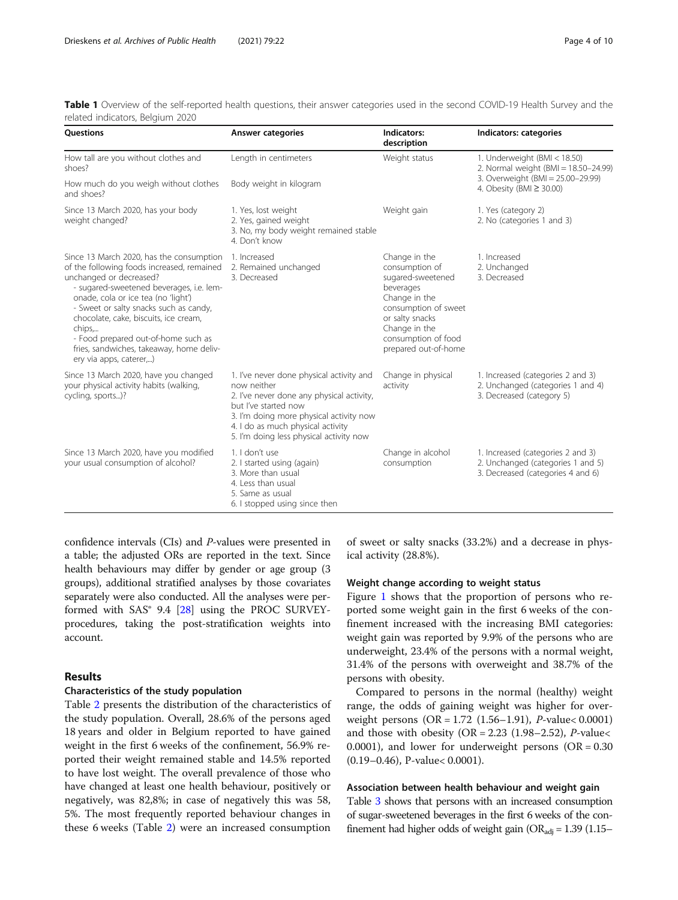**Table 1** Overview of the self-reported health questions, their answer categories used in the second COVID-19 Health Survey and the related indicators, Belgium 2020

| Questions | Answer categories | Indicators: description | Indicators: categories |
| --- | --- | --- | --- |
| How tall are you without clothes and shoes? | Length in centimeters | Weight status | 1. Underweight (BMI < 18.50)<br>2. Normal weight (BMI = 18.50–24.99)<br>3. Overweight (BMI = 25.00–29.99)<br>4. Obesity (BMI ≥ 30.00) |
| How much do you weigh without clothes and shoes? | Body weight in kilogram | | |
| Since 13 March 2020, has your body weight changed? | 1. Yes, lost weight<br>2. Yes, gained weight<br>3. No, my body weight remained stable<br>4. Don't know | Weight gain | 1. Yes (category 2)<br>2. No (categories 1 and 3) |
| Since 13 March 2020, has the consumption of the following foods increased, remained unchanged or decreased?<br>- sugared-sweetened beverages, i.e. lemonade, cola or ice tea (no 'light')<br>- Sweet or salty snacks such as candy, chocolate, cake, biscuits, ice cream, chips,...<br>- Food prepared out-of-home such as fries, sandwiches, takeaway, home delivery via apps, caterer,...) | 1. Increased<br>2. Remained unchanged<br>3. Decreased | Change in the consumption of sugared-sweetened beverages<br>Change in the consumption of sweet or salty snacks<br>Change in the consumption of food prepared out-of-home | 1. Increased<br>2. Unchanged<br>3. Decreased |
| Since 13 March 2020, have you changed your physical activity habits (walking, cycling, sports...)? | 1. I've never done physical activity and now neither<br>2. I've never done any physical activity, but I've started now<br>3. I'm doing more physical activity now<br>4. I do as much physical activity<br>5. I'm doing less physical activity now | Change in physical activity | 1. Increased (categories 2 and 3)<br>2. Unchanged (categories 1 and 4)<br>3. Decreased (category 5) |
| Since 13 March 2020, have you modified your usual consumption of alcohol? | 1. I don't use<br>2. I started using (again)<br>3. More than usual<br>4. Less than usual<br>5. Same as usual<br>6. I stopped using since then | Change in alcohol consumption | 1. Increased (categories 2 and 3)<br>2. Unchanged (categories 1 and 5)<br>3. Decreased (categories 4 and 6) |

confidence intervals (CIs) and *P*-values were presented in a table; the adjusted ORs are reported in the text. Since health behaviours may differ by gender or age group (3 groups), additional stratified analyses by those covariates separately were also conducted. All the analyses were performed with SAS® 9.4 [28] using the PROC SURVEY-procedures, taking the post-stratification weights into account.

## Results

### Characteristics of the study population

Table 2 presents the distribution of the characteristics of the study population. Overall, 28.6% of the persons aged 18 years and older in Belgium reported to have gained weight in the first 6 weeks of the confinement, 56.9% reported their weight remained stable and 14.5% reported to have lost weight. The overall prevalence of those who have changed at least one health behaviour, positively or negatively, was 82,8%; in case of negatively this was 58, 5%. The most frequently reported behaviour changes in these 6 weeks (Table 2) were an increased consumption of sweet or salty snacks (33.2%) and a decrease in physical activity (28.8%).

### Weight change according to weight status

Figure 1 shows that the proportion of persons who reported some weight gain in the first 6 weeks of the confinement increased with the increasing BMI categories: weight gain was reported by 9.9% of the persons who are underweight, 23.4% of the persons with a normal weight, 31.4% of the persons with overweight and 38.7% of the persons with obesity.

Compared to persons in the normal (healthy) weight range, the odds of gaining weight was higher for overweight persons (OR = 1.72 (1.56–1.91), *P*-value< 0.0001) and those with obesity (OR = 2.23 (1.98–2.52), *P*-value< 0.0001), and lower for underweight persons (OR = 0.30 (0.19–0.46), P-value< 0.0001).

### Association between health behaviour and weight gain

Table 3 shows that persons with an increased consumption of sugar-sweetened beverages in the first 6 weeks of the confinement had higher odds of weight gain ($OR_{adj}$ = 1.39 (1.15–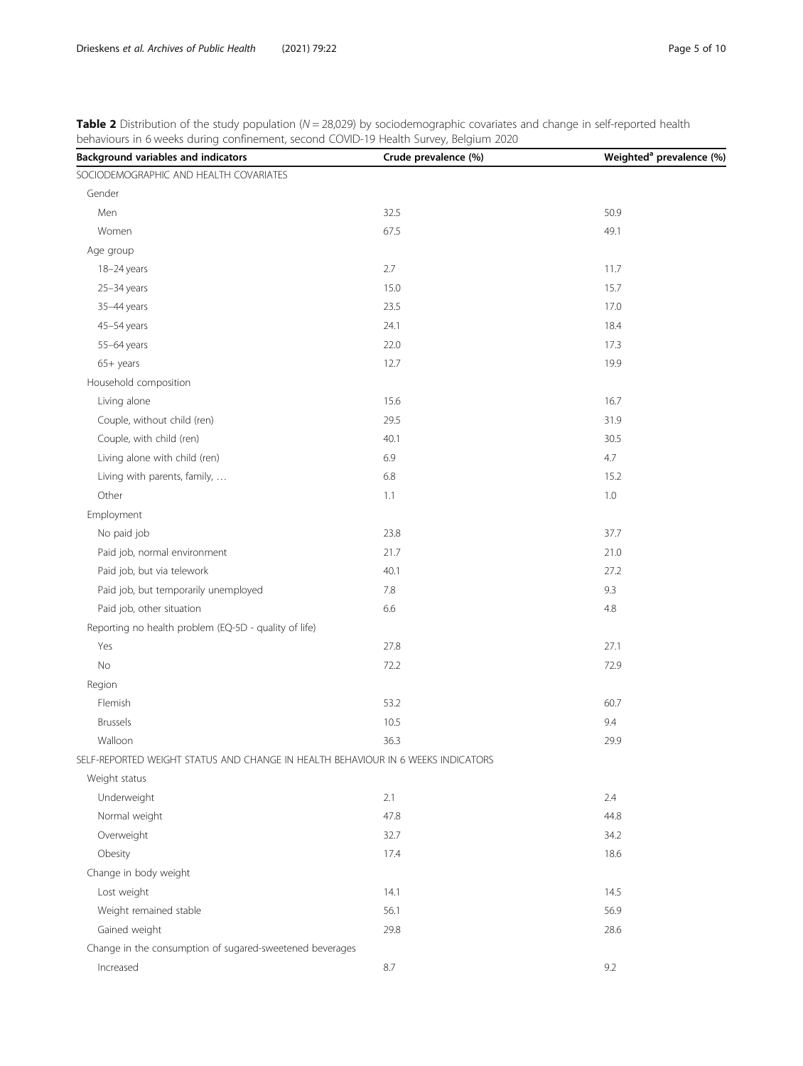**Table 2** Distribution of the study population ($N = 28,029$) by sociodemographic covariates and change in self-reported health behaviours in 6 weeks during confinement, second COVID-19 Health Survey, Belgium 2020

| Background variables and indicators | Crude prevalence (%) | Weighted[a] prevalence (%) |
|---|---|---|
| SOCIODEMOGRAPHIC AND HEALTH COVARIATES | | |
| Gender | | |
| Men | 32.5 | 50.9 |
| Women | 67.5 | 49.1 |
| Age group | | |
| 18–24 years | 2.7 | 11.7 |
| 25–34 years | 15.0 | 15.7 |
| 35–44 years | 23.5 | 17.0 |
| 45–54 years | 24.1 | 18.4 |
| 55–64 years | 22.0 | 17.3 |
| 65+ years | 12.7 | 19.9 |
| Household composition | | |
| Living alone | 15.6 | 16.7 |
| Couple, without child (ren) | 29.5 | 31.9 |
| Couple, with child (ren) | 40.1 | 30.5 |
| Living alone with child (ren) | 6.9 | 4.7 |
| Living with parents, family, … | 6.8 | 15.2 |
| Other | 1.1 | 1.0 |
| Employment | | |
| No paid job | 23.8 | 37.7 |
| Paid job, normal environment | 21.7 | 21.0 |
| Paid job, but via telework | 40.1 | 27.2 |
| Paid job, but temporarily unemployed | 7.8 | 9.3 |
| Paid job, other situation | 6.6 | 4.8 |
| Reporting no health problem (EQ-5D - quality of life) | | |
| Yes | 27.8 | 27.1 |
| No | 72.2 | 72.9 |
| Region | | |
| Flemish | 53.2 | 60.7 |
| Brussels | 10.5 | 9.4 |
| Walloon | 36.3 | 29.9 |
| SELF-REPORTED WEIGHT STATUS AND CHANGE IN HEALTH BEHAVIOUR IN 6 WEEKS INDICATORS | | |
| Weight status | | |
| Underweight | 2.1 | 2.4 |
| Normal weight | 47.8 | 44.8 |
| Overweight | 32.7 | 34.2 |
| Obesity | 17.4 | 18.6 |
| Change in body weight | | |
| Lost weight | 14.1 | 14.5 |
| Weight remained stable | 56.1 | 56.9 |
| Gained weight | 29.8 | 28.6 |
| Change in the consumption of sugared-sweetened beverages | | |
| Increased | 8.7 | 9.2 |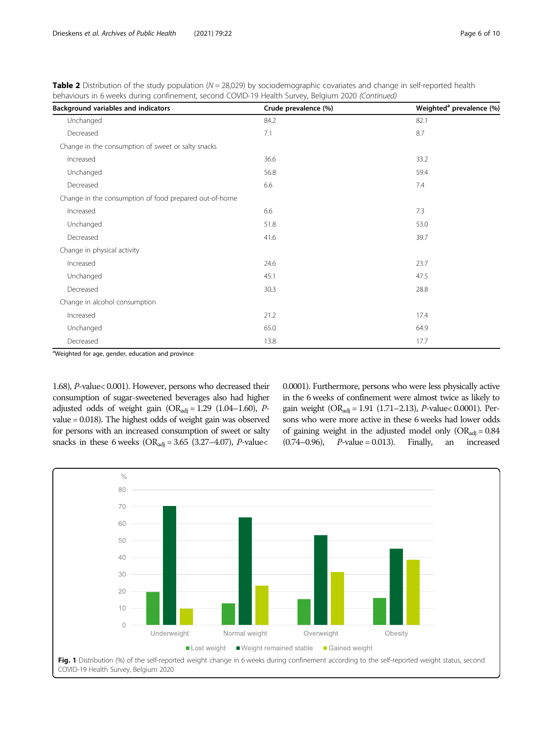**Table 2** Distribution of the study population ($N = 28{,}029$) by sociodemographic covariates and change in self-reported health behaviours in 6 weeks during confinement, second COVID-19 Health Survey, Belgium 2020 *(Continued)*

| Background variables and indicators | Crude prevalence (%) | Weighted[a] prevalence (%) |
|---|---|---|
| Unchanged | 84.2 | 82.1 |
| Decreased | 7.1 | 8.7 |
| Change in the consumption of sweet or salty snacks | | |
| Increased | 36.6 | 33.2 |
| Unchanged | 56.8 | 59.4 |
| Decreased | 6.6 | 7.4 |
| Change in the consumption of food prepared out-of-home | | |
| Increased | 6.6 | 7.3 |
| Unchanged | 51.8 | 53.0 |
| Decreased | 41.6 | 39.7 |
| Change in physical activity | | |
| Increased | 24.6 | 23.7 |
| Unchanged | 45.1 | 47.5 |
| Decreased | 30.3 | 28.8 |
| Change in alcohol consumption | | |
| Increased | 21.2 | 17.4 |
| Unchanged | 65.0 | 64.9 |
| Decreased | 13.8 | 17.7 |

[a]Weighted for age, gender, education and province

1.68), $P$-value< 0.001). However, persons who decreased their consumption of sugar-sweetened beverages also had higher adjusted odds of weight gain ($OR_{adj} = 1.29$ (1.04–1.60), $P$-value = 0.018). The highest odds of weight gain was observed for persons with an increased consumption of sweet or salty snacks in these 6 weeks ($OR_{adj} = 3.65$ (3.27–4.07), $P$-value< 0.0001). Furthermore, persons who were less physically active in the 6 weeks of confinement were almost twice as likely to gain weight ($OR_{adj} = 1.91$ (1.71–2.13), $P$-value< 0.0001). Persons who were more active in these 6 weeks had lower odds of gaining weight in the adjusted model only ($OR_{adj} = 0.84$ (0.74–0.96), $P$-value = 0.013). Finally, an increased

**Fig. 1** Distribution (%) of the self-reported weight change in 6 weeks during confinement according to the self-reported weight status, second COVID-19 Health Survey, Belgium 2020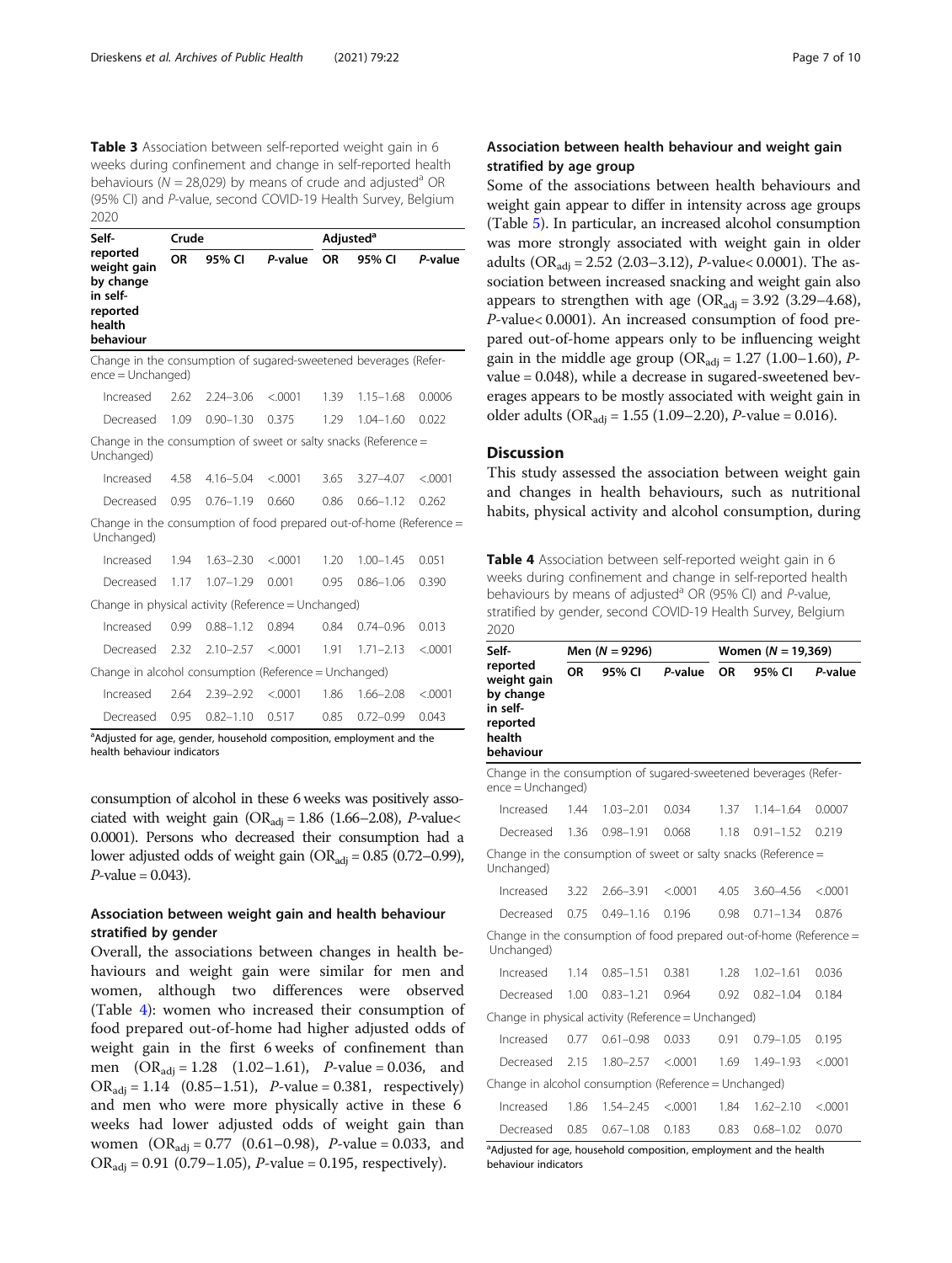**Table 3** Association between self-reported weight gain in 6 weeks during confinement and change in self-reported health behaviours (N = 28,029) by means of crude and adjusted[a] OR (95% CI) and P-value, second COVID-19 Health Survey, Belgium 2020

| Self-reported weight gain by change in self-reported health behaviour | Crude | | | Adjusted[a] | | |
|---|---|---|---|---|---|---|
| | OR | 95% CI | P-value | OR | 95% CI | P-value |
| Change in the consumption of sugared-sweetened beverages (Reference = Unchanged) | | | | | | |
| Increased | 2.62 | 2.24–3.06 | <.0001 | 1.39 | 1.15–1.68 | 0.0006 |
| Decreased | 1.09 | 0.90–1.30 | 0.375 | 1.29 | 1.04–1.60 | 0.022 |
| Change in the consumption of sweet or salty snacks (Reference = Unchanged) | | | | | | |
| Increased | 4.58 | 4.16–5.04 | <.0001 | 3.65 | 3.27–4.07 | <.0001 |
| Decreased | 0.95 | 0.76–1.19 | 0.660 | 0.86 | 0.66–1.12 | 0.262 |
| Change in the consumption of food prepared out-of-home (Reference = Unchanged) | | | | | | |
| Increased | 1.94 | 1.63–2.30 | <.0001 | 1.20 | 1.00–1.45 | 0.051 |
| Decreased | 1.17 | 1.07–1.29 | 0.001 | 0.95 | 0.86–1.06 | 0.390 |
| Change in physical activity (Reference = Unchanged) | | | | | | |
| Increased | 0.99 | 0.88–1.12 | 0.894 | 0.84 | 0.74–0.96 | 0.013 |
| Decreased | 2.32 | 2.10–2.57 | <.0001 | 1.91 | 1.71–2.13 | <.0001 |
| Change in alcohol consumption (Reference = Unchanged) | | | | | | |
| Increased | 2.64 | 2.39–2.92 | <.0001 | 1.86 | 1.66–2.08 | <.0001 |
| Decreased | 0.95 | 0.82–1.10 | 0.517 | 0.85 | 0.72–0.99 | 0.043 |

[a]Adjusted for age, gender, household composition, employment and the health behaviour indicators

consumption of alcohol in these 6 weeks was positively associated with weight gain ($OR_{adj}$ = 1.86 (1.66–2.08), P-value< 0.0001). Persons who decreased their consumption had a lower adjusted odds of weight gain ($OR_{adj}$ = 0.85 (0.72–0.99), P-value = 0.043).

### Association between weight gain and health behaviour stratified by gender

Overall, the associations between changes in health behaviours and weight gain were similar for men and women, although two differences were observed (Table 4): women who increased their consumption of food prepared out-of-home had higher adjusted odds of weight gain in the first 6 weeks of confinement than men ($OR_{adj}$ = 1.28 (1.02–1.61), P-value = 0.036, and $OR_{adj}$ = 1.14 (0.85–1.51), P-value = 0.381, respectively) and men who were more physically active in these 6 weeks had lower adjusted odds of weight gain than women ($OR_{adj}$ = 0.77 (0.61–0.98), P-value = 0.033, and $OR_{adj}$ = 0.91 (0.79–1.05), P-value = 0.195, respectively).

### Association between health behaviour and weight gain stratified by age group

Some of the associations between health behaviours and weight gain appear to differ in intensity across age groups (Table 5). In particular, an increased alcohol consumption was more strongly associated with weight gain in older adults ($OR_{adj}$ = 2.52 (2.03–3.12), P-value< 0.0001). The association between increased snacking and weight gain also appears to strengthen with age ($OR_{adj}$ = 3.92 (3.29–4.68), P-value< 0.0001). An increased consumption of food prepared out-of-home appears only to be influencing weight gain in the middle age group ($OR_{adj}$ = 1.27 (1.00–1.60), P-value = 0.048), while a decrease in sugared-sweetened beverages appears to be mostly associated with weight gain in older adults ($OR_{adj}$ = 1.55 (1.09–2.20), P-value = 0.016).

## Discussion

This study assessed the association between weight gain and changes in health behaviours, such as nutritional habits, physical activity and alcohol consumption, during

**Table 4** Association between self-reported weight gain in 6 weeks during confinement and change in self-reported health behaviours by means of adjusted[a] OR (95% CI) and P-value, stratified by gender, second COVID-19 Health Survey, Belgium 2020

| Self-reported weight gain by change in self-reported health behaviour | Men (N = 9296) | | | Women (N = 19,369) | | |
|---|---|---|---|---|---|---|
| | OR | 95% CI | P-value | OR | 95% CI | P-value |
| Change in the consumption of sugared-sweetened beverages (Reference = Unchanged) | | | | | | |
| Increased | 1.44 | 1.03–2.01 | 0.034 | 1.37 | 1.14–1.64 | 0.0007 |
| Decreased | 1.36 | 0.98–1.91 | 0.068 | 1.18 | 0.91–1.52 | 0.219 |
| Change in the consumption of sweet or salty snacks (Reference = Unchanged) | | | | | | |
| Increased | 3.22 | 2.66–3.91 | <.0001 | 4.05 | 3.60–4.56 | <.0001 |
| Decreased | 0.75 | 0.49–1.16 | 0.196 | 0.98 | 0.71–1.34 | 0.876 |
| Change in the consumption of food prepared out-of-home (Reference = Unchanged) | | | | | | |
| Increased | 1.14 | 0.85–1.51 | 0.381 | 1.28 | 1.02–1.61 | 0.036 |
| Decreased | 1.00 | 0.83–1.21 | 0.964 | 0.92 | 0.82–1.04 | 0.184 |
| Change in physical activity (Reference = Unchanged) | | | | | | |
| Increased | 0.77 | 0.61–0.98 | 0.033 | 0.91 | 0.79–1.05 | 0.195 |
| Decreased | 2.15 | 1.80–2.57 | <.0001 | 1.69 | 1.49–1.93 | <.0001 |
| Change in alcohol consumption (Reference = Unchanged) | | | | | | |
| Increased | 1.86 | 1.54–2.45 | <.0001 | 1.84 | 1.62–2.10 | <.0001 |
| Decreased | 0.85 | 0.67–1.08 | 0.183 | 0.83 | 0.68–1.02 | 0.070 |

[a]Adjusted for age, household composition, employment and the health behaviour indicators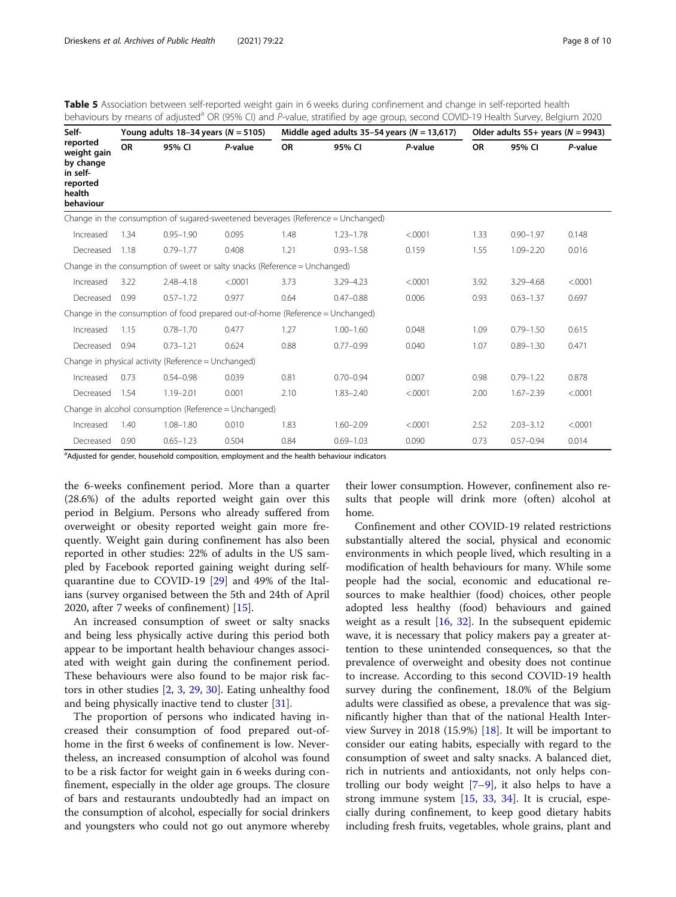**Table 5** Association between self-reported weight gain in 6 weeks during confinement and change in self-reported health behaviours by means of adjusted[a] OR (95% CI) and *P*-value, stratified by age group, second COVID-19 Health Survey, Belgium 2020

| Self-reported weight gain by change in self-reported health behaviour | Young adults 18–34 years (*N* = 5105) | | | Middle aged adults 35–54 years (*N* = 13,617) | | | Older adults 55+ years (*N* = 9943) | | |
|---|---|---|---|---|---|---|---|---|---|
| | OR | 95% CI | *P*-value | OR | 95% CI | *P*-value | OR | 95% CI | *P*-value |
| Change in the consumption of sugared-sweetened beverages (Reference = Unchanged) | | | | | | | | | |
| Increased | 1.34 | 0.95–1.90 | 0.095 | 1.48 | 1.23–1.78 | <.0001 | 1.33 | 0.90–1.97 | 0.148 |
| Decreased | 1.18 | 0.79–1.77 | 0.408 | 1.21 | 0.93–1.58 | 0.159 | 1.55 | 1.09–2.20 | 0.016 |
| Change in the consumption of sweet or salty snacks (Reference = Unchanged) | | | | | | | | | |
| Increased | 3.22 | 2.48–4.18 | <.0001 | 3.73 | 3.29–4.23 | <.0001 | 3.92 | 3.29–4.68 | <.0001 |
| Decreased | 0.99 | 0.57–1.72 | 0.977 | 0.64 | 0.47–0.88 | 0.006 | 0.93 | 0.63–1.37 | 0.697 |
| Change in the consumption of food prepared out-of-home (Reference = Unchanged) | | | | | | | | | |
| Increased | 1.15 | 0.78–1.70 | 0.477 | 1.27 | 1.00–1.60 | 0.048 | 1.09 | 0.79–1.50 | 0.615 |
| Decreased | 0.94 | 0.73–1.21 | 0.624 | 0.88 | 0.77–0.99 | 0.040 | 1.07 | 0.89–1.30 | 0.471 |
| Change in physical activity (Reference = Unchanged) | | | | | | | | | |
| Increased | 0.73 | 0.54–0.98 | 0.039 | 0.81 | 0.70–0.94 | 0.007 | 0.98 | 0.79–1.22 | 0.878 |
| Decreased | 1.54 | 1.19–2.01 | 0.001 | 2.10 | 1.83–2.40 | <.0001 | 2.00 | 1.67–2.39 | <.0001 |
| Change in alcohol consumption (Reference = Unchanged) | | | | | | | | | |
| Increased | 1.40 | 1.08–1.80 | 0.010 | 1.83 | 1.60–2.09 | <.0001 | 2.52 | 2.03–3.12 | <.0001 |
| Decreased | 0.90 | 0.65–1.23 | 0.504 | 0.84 | 0.69–1.03 | 0.090 | 0.73 | 0.57–0.94 | 0.014 |

[a]Adjusted for gender, household composition, employment and the health behaviour indicators

the 6-weeks confinement period. More than a quarter (28.6%) of the adults reported weight gain over this period in Belgium. Persons who already suffered from overweight or obesity reported weight gain more frequently. Weight gain during confinement has also been reported in other studies: 22% of adults in the US sampled by Facebook reported gaining weight during self-quarantine due to COVID-19 [29] and 49% of the Italians (survey organised between the 5th and 24th of April 2020, after 7 weeks of confinement) [15].

An increased consumption of sweet or salty snacks and being less physically active during this period both appear to be important health behaviour changes associated with weight gain during the confinement period. These behaviours were also found to be major risk factors in other studies [2, 3, 29, 30]. Eating unhealthy food and being physically inactive tend to cluster [31].

The proportion of persons who indicated having increased their consumption of food prepared out-of-home in the first 6 weeks of confinement is low. Nevertheless, an increased consumption of alcohol was found to be a risk factor for weight gain in 6 weeks during confinement, especially in the older age groups. The closure of bars and restaurants undoubtedly had an impact on the consumption of alcohol, especially for social drinkers and youngsters who could not go out anymore whereby their lower consumption. However, confinement also results that people will drink more (often) alcohol at home.

Confinement and other COVID-19 related restrictions substantially altered the social, physical and economic environments in which people lived, which resulting in a modification of health behaviours for many. While some people had the social, economic and educational resources to make healthier (food) choices, other people adopted less healthy (food) behaviours and gained weight as a result [16, 32]. In the subsequent epidemic wave, it is necessary that policy makers pay a greater attention to these unintended consequences, so that the prevalence of overweight and obesity does not continue to increase. According to this second COVID-19 health survey during the confinement, 18.0% of the Belgium adults were classified as obese, a prevalence that was significantly higher than that of the national Health Interview Survey in 2018 (15.9%) [18]. It will be important to consider our eating habits, especially with regard to the consumption of sweet and salty snacks. A balanced diet, rich in nutrients and antioxidants, not only helps controlling our body weight [7–9], it also helps to have a strong immune system [15, 33, 34]. It is crucial, especially during confinement, to keep good dietary habits including fresh fruits, vegetables, whole grains, plant and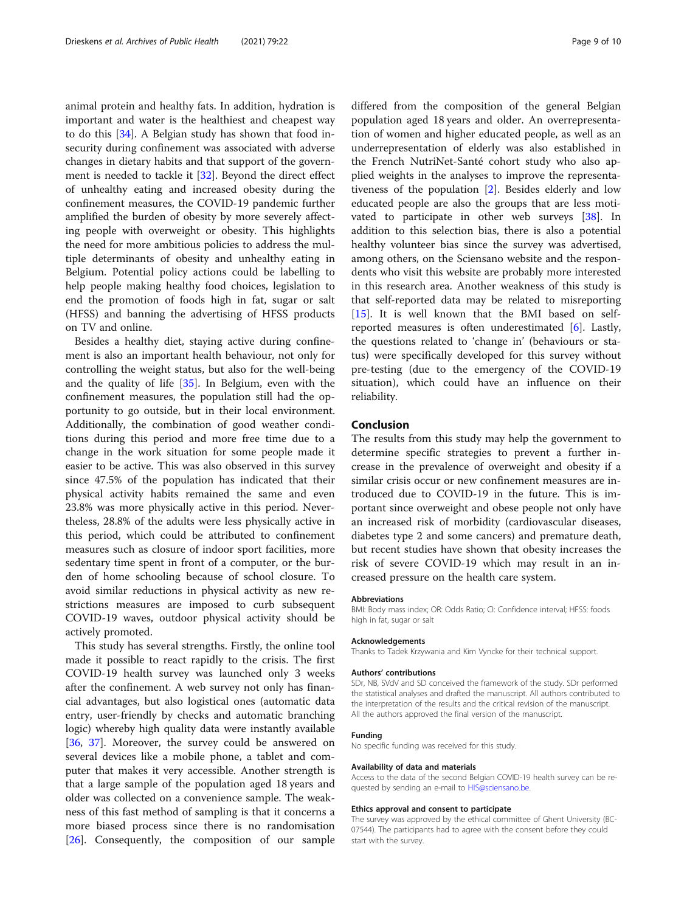animal protein and healthy fats. In addition, hydration is important and water is the healthiest and cheapest way to do this [34]. A Belgian study has shown that food insecurity during confinement was associated with adverse changes in dietary habits and that support of the government is needed to tackle it [32]. Beyond the direct effect of unhealthy eating and increased obesity during the confinement measures, the COVID-19 pandemic further amplified the burden of obesity by more severely affecting people with overweight or obesity. This highlights the need for more ambitious policies to address the multiple determinants of obesity and unhealthy eating in Belgium. Potential policy actions could be labelling to help people making healthy food choices, legislation to end the promotion of foods high in fat, sugar or salt (HFSS) and banning the advertising of HFSS products on TV and online.

Besides a healthy diet, staying active during confinement is also an important health behaviour, not only for controlling the weight status, but also for the well-being and the quality of life [35]. In Belgium, even with the confinement measures, the population still had the opportunity to go outside, but in their local environment. Additionally, the combination of good weather conditions during this period and more free time due to a change in the work situation for some people made it easier to be active. This was also observed in this survey since 47.5% of the population has indicated that their physical activity habits remained the same and even 23.8% was more physically active in this period. Nevertheless, 28.8% of the adults were less physically active in this period, which could be attributed to confinement measures such as closure of indoor sport facilities, more sedentary time spent in front of a computer, or the burden of home schooling because of school closure. To avoid similar reductions in physical activity as new restrictions measures are imposed to curb subsequent COVID-19 waves, outdoor physical activity should be actively promoted.

This study has several strengths. Firstly, the online tool made it possible to react rapidly to the crisis. The first COVID-19 health survey was launched only 3 weeks after the confinement. A web survey not only has financial advantages, but also logistical ones (automatic data entry, user-friendly by checks and automatic branching logic) whereby high quality data were instantly available [36, 37]. Moreover, the survey could be answered on several devices like a mobile phone, a tablet and computer that makes it very accessible. Another strength is that a large sample of the population aged 18 years and older was collected on a convenience sample. The weakness of this fast method of sampling is that it concerns a more biased process since there is no randomisation [26]. Consequently, the composition of our sample differed from the composition of the general Belgian population aged 18 years and older. An overrepresentation of women and higher educated people, as well as an underrepresentation of elderly was also established in the French NutriNet-Santé cohort study who also applied weights in the analyses to improve the representativeness of the population [2]. Besides elderly and low educated people are also the groups that are less motivated to participate in other web surveys [38]. In addition to this selection bias, there is also a potential healthy volunteer bias since the survey was advertised, among others, on the Sciensano website and the respondents who visit this website are probably more interested in this research area. Another weakness of this study is that self-reported data may be related to misreporting [15]. It is well known that the BMI based on self-reported measures is often underestimated [6]. Lastly, the questions related to 'change in' (behaviours or status) were specifically developed for this survey without pre-testing (due to the emergency of the COVID-19 situation), which could have an influence on their reliability.

## Conclusion

The results from this study may help the government to determine specific strategies to prevent a further increase in the prevalence of overweight and obesity if a similar crisis occur or new confinement measures are introduced due to COVID-19 in the future. This is important since overweight and obese people not only have an increased risk of morbidity (cardiovascular diseases, diabetes type 2 and some cancers) and premature death, but recent studies have shown that obesity increases the risk of severe COVID-19 which may result in an increased pressure on the health care system.

#### Abbreviations

BMI: Body mass index; OR: Odds Ratio; CI: Confidence interval; HFSS: foods high in fat, sugar or salt

#### Acknowledgements

Thanks to Tadek Krzywania and Kim Vyncke for their technical support.

#### Authors' contributions

SDr, NB, SVdV and SD conceived the framework of the study. SDr performed the statistical analyses and drafted the manuscript. All authors contributed to the interpretation of the results and the critical revision of the manuscript. All the authors approved the final version of the manuscript.

#### Funding

No specific funding was received for this study.

#### Availability of data and materials

Access to the data of the second Belgian COVID-19 health survey can be requested by sending an e-mail to HIS@sciensano.be.

#### Ethics approval and consent to participate

The survey was approved by the ethical committee of Ghent University (BC-07544). The participants had to agree with the consent before they could start with the survey.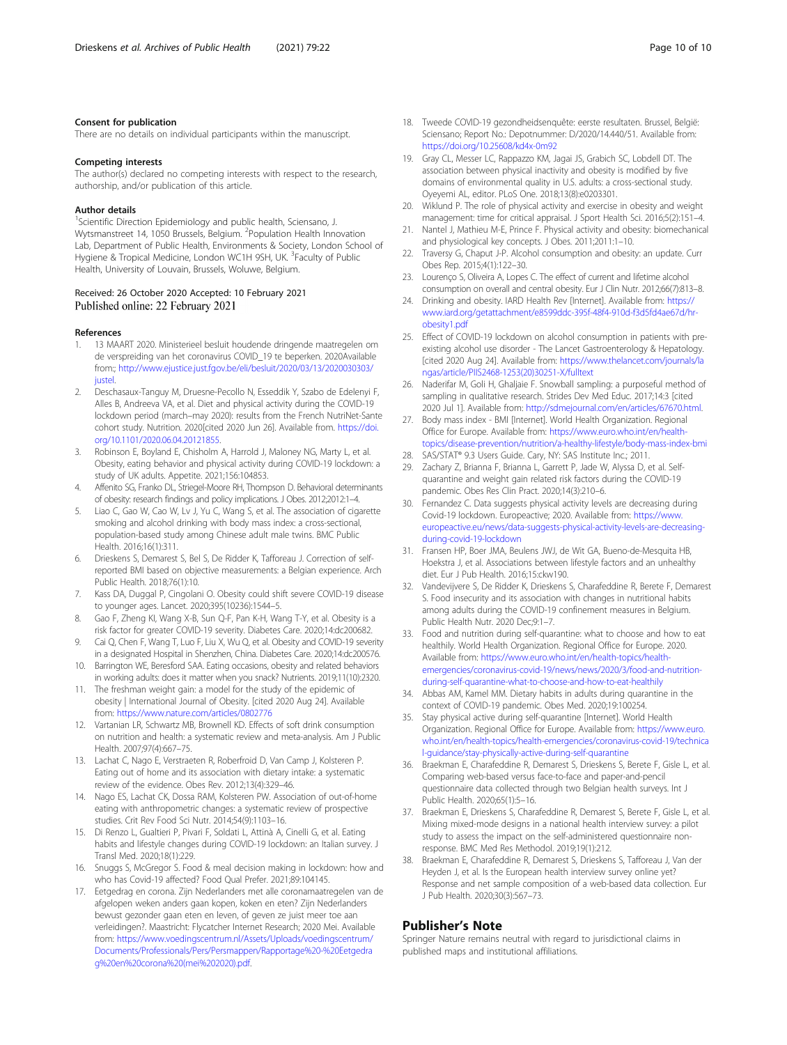### Consent for publication

There are no details on individual participants within the manuscript.

### Competing interests

The author(s) declared no competing interests with respect to the research, authorship, and/or publication of this article.

### Author details

[1]Scientific Direction Epidemiology and public health, Sciensano, J. Wytsmanstreet 14, 1050 Brussels, Belgium. [2]Population Health Innovation Lab, Department of Public Health, Environments & Society, London School of Hygiene & Tropical Medicine, London WC1H 9SH, UK. [3]Faculty of Public Health, University of Louvain, Brussels, Woluwe, Belgium.

Received: 26 October 2020 Accepted: 10 February 2021
Published online: 22 February 2021

### References

1. 13 MAART 2020. Ministerieel besluit houdende dringende maatregelen om de verspreiding van het coronavirus COVID_19 te beperken. 2020Available from:; http://www.ejustice.just.fgov.be/eli/besluit/2020/03/13/2020030303/justel.
2. Deschasaux-Tanguy M, Druesne-Pecollo N, Esseddik Y, Szabo de Edelenyi F, Alles B, Andreeva VA, et al. Diet and physical activity during the COVID-19 lockdown period (march–may 2020): results from the French NutriNet-Sante cohort study. Nutrition. 2020[cited 2020 Jun 26]. Available from. https://doi.org/10.1101/2020.06.04.20121855.
3. Robinson E, Boyland E, Chisholm A, Harrold J, Maloney NG, Marty L, et al. Obesity, eating behavior and physical activity during COVID-19 lockdown: a study of UK adults. Appetite. 2021;156:104853.
4. Affenito SG, Franko DL, Striegel-Moore RH, Thompson D. Behavioral determinants of obesity: research findings and policy implications. J Obes. 2012;2012:1–4.
5. Liao C, Gao W, Cao W, Lv J, Yu C, Wang S, et al. The association of cigarette smoking and alcohol drinking with body mass index: a cross-sectional, population-based study among Chinese adult male twins. BMC Public Health. 2016;16(1):311.
6. Drieskens S, Demarest S, Bel S, De Ridder K, Tafforeau J. Correction of self-reported BMI based on objective measurements: a Belgian experience. Arch Public Health. 2018;76(1):10.
7. Kass DA, Duggal P, Cingolani O. Obesity could shift severe COVID-19 disease to younger ages. Lancet. 2020;395(10236):1544–5.
8. Gao F, Zheng KI, Wang X-B, Sun Q-F, Pan K-H, Wang T-Y, et al. Obesity is a risk factor for greater COVID-19 severity. Diabetes Care. 2020;14:dc200682.
9. Cai Q, Chen F, Wang T, Luo F, Liu X, Wu Q, et al. Obesity and COVID-19 severity in a designated Hospital in Shenzhen, China. Diabetes Care. 2020;14:dc200576.
10. Barrington WE, Beresford SAA. Eating occasions, obesity and related behaviors in working adults: does it matter when you snack? Nutrients. 2019;11(10):2320.
11. The freshman weight gain: a model for the study of the epidemic of obesity | International Journal of Obesity. [cited 2020 Aug 24]. Available from: https://www.nature.com/articles/0802776
12. Vartanian LR, Schwartz MB, Brownell KD. Effects of soft drink consumption on nutrition and health: a systematic review and meta-analysis. Am J Public Health. 2007;97(4):667–75.
13. Lachat C, Nago E, Verstraeten R, Roberfroid D, Van Camp J, Kolsteren P. Eating out of home and its association with dietary intake: a systematic review of the evidence. Obes Rev. 2012;13(4):329–46.
14. Nago ES, Lachat CK, Dossa RAM, Kolsteren PW. Association of out-of-home eating with anthropometric changes: a systematic review of prospective studies. Crit Rev Food Sci Nutr. 2014;54(9):1103–16.
15. Di Renzo L, Gualtieri P, Pivari F, Soldati L, Attinà A, Cinelli G, et al. Eating habits and lifestyle changes during COVID-19 lockdown: an Italian survey. J Transl Med. 2020;18(1):229.
16. Snuggs S, McGregor S. Food & meal decision making in lockdown: how and who has Covid-19 affected? Food Qual Prefer. 2021;89:104145.
17. Eetgedrag en corona. Zijn Nederlanders met alle coronamaatregelen van de afgelopen weken anders gaan kopen, koken en eten? Zijn Nederlanders bewust gezonder gaan eten en leven, of geven ze juist meer toe aan verleidingen?. Maastricht: Flycatcher Internet Research; 2020 Mei. Available from: https://www.voedingscentrum.nl/Assets/Uploads/voedingscentrum/Documents/Professionals/Pers/Persmappen/Rapportage%20-%20Eetgedrag%20en%20corona%20(mei%202020).pdf.
18. Tweede COVID-19 gezondheidsenquête: eerste resultaten. Brussel, België: Sciensano; Report No.: Depotnummer: D/2020/14.440/51. Available from: https://doi.org/10.25608/kd4x-0m92
19. Gray CL, Messer LC, Rappazzo KM, Jagai JS, Grabich SC, Lobdell DT. The association between physical inactivity and obesity is modified by five domains of environmental quality in U.S. adults: a cross-sectional study. Oyeyemi AL, editor. PLoS One. 2018;13(8):e0203301.
20. Wiklund P. The role of physical activity and exercise in obesity and weight management: time for critical appraisal. J Sport Health Sci. 2016;5(2):151–4.
21. Nantel J, Mathieu M-E, Prince F. Physical activity and obesity: biomechanical and physiological key concepts. J Obes. 2011;2011:1–10.
22. Traversy G, Chaput J-P. Alcohol consumption and obesity: an update. Curr Obes Rep. 2015;4(1):122–30.
23. Lourenço S, Oliveira A, Lopes C. The effect of current and lifetime alcohol consumption on overall and central obesity. Eur J Clin Nutr. 2012;66(7):813–8.
24. Drinking and obesity. IARD Health Rev [Internet]. Available from: https://www.iard.org/getattachment/e8599ddc-395f-48f4-910d-f3d5fd4ae67d/hr-obesity1.pdf
25. Effect of COVID-19 lockdown on alcohol consumption in patients with pre-existing alcohol use disorder - The Lancet Gastroenterology & Hepatology. [cited 2020 Aug 24]. Available from: https://www.thelancet.com/journals/langas/article/PIIS2468-1253(20)30251-X/fulltext
26. Naderifar M, Goli H, Ghaljaie F. Snowball sampling: a purposeful method of sampling in qualitative research. Strides Dev Med Educ. 2017;14:3 [cited 2020 Jul 1]. Available from: http://sdmejournal.com/en/articles/67670.html.
27. Body mass index - BMI [Internet]. World Health Organization. Regional Office for Europe. Available from: https://www.euro.who.int/en/health-topics/disease-prevention/nutrition/a-healthy-lifestyle/body-mass-index-bmi
28. SAS/STAT® 9.3 Users Guide. Cary, NY: SAS Institute Inc.; 2011.
29. Zachary Z, Brianna F, Brianna L, Garrett P, Jade W, Alyssa D, et al. Self-quarantine and weight gain related risk factors during the COVID-19 pandemic. Obes Res Clin Pract. 2020;14(3):210–6.
30. Fernandez C. Data suggests physical activity levels are decreasing during Covid-19 lockdown. Europeactive; 2020. Available from: https://www.europeactive.eu/news/data-suggests-physical-activity-levels-are-decreasing-during-covid-19-lockdown
31. Fransen HP, Boer JMA, Beulens JWJ, de Wit GA, Bueno-de-Mesquita HB, Hoekstra J, et al. Associations between lifestyle factors and an unhealthy diet. Eur J Pub Health. 2016;15:ckw190.
32. Vandevijvere S, De Ridder K, Drieskens S, Charafeddine R, Berete F, Demarest S. Food insecurity and its association with changes in nutritional habits among adults during the COVID-19 confinement measures in Belgium. Public Health Nutr. 2020 Dec;9:1–7.
33. Food and nutrition during self-quarantine: what to choose and how to eat healthily. World Health Organization. Regional Office for Europe. 2020. Available from: https://www.euro.who.int/en/health-topics/health-emergencies/coronavirus-covid-19/news/news/2020/3/food-and-nutrition-during-self-quarantine-what-to-choose-and-how-to-eat-healthily
34. Abbas AM, Kamel MM. Dietary habits in adults during quarantine in the context of COVID-19 pandemic. Obes Med. 2020;19:100254.
35. Stay physical active during self-quarantine [Internet]. World Health Organization. Regional Office for Europe. Available from: https://www.euro.who.int/en/health-topics/health-emergencies/coronavirus-covid-19/technical-guidance/stay-physically-active-during-self-quarantine
36. Braekman E, Charafeddine R, Demarest S, Drieskens S, Berete F, Gisle L, et al. Comparing web-based versus face-to-face and paper-and-pencil questionnaire data collected through two Belgian health surveys. Int J Public Health. 2020;65(1):5–16.
37. Braekman E, Drieskens S, Charafeddine R, Demarest S, Berete F, Gisle L, et al. Mixing mixed-mode designs in a national health interview survey: a pilot study to assess the impact on the self-administered questionnaire non-response. BMC Med Res Methodol. 2019;19(1):212.
38. Braekman E, Charafeddine R, Demarest S, Drieskens S, Tafforeau J, Van der Heyden J, et al. Is the European health interview survey online yet? Response and net sample composition of a web-based data collection. Eur J Pub Health. 2020;30(3):567–73.

## Publisher's Note

Springer Nature remains neutral with regard to jurisdictional claims in published maps and institutional affiliations.